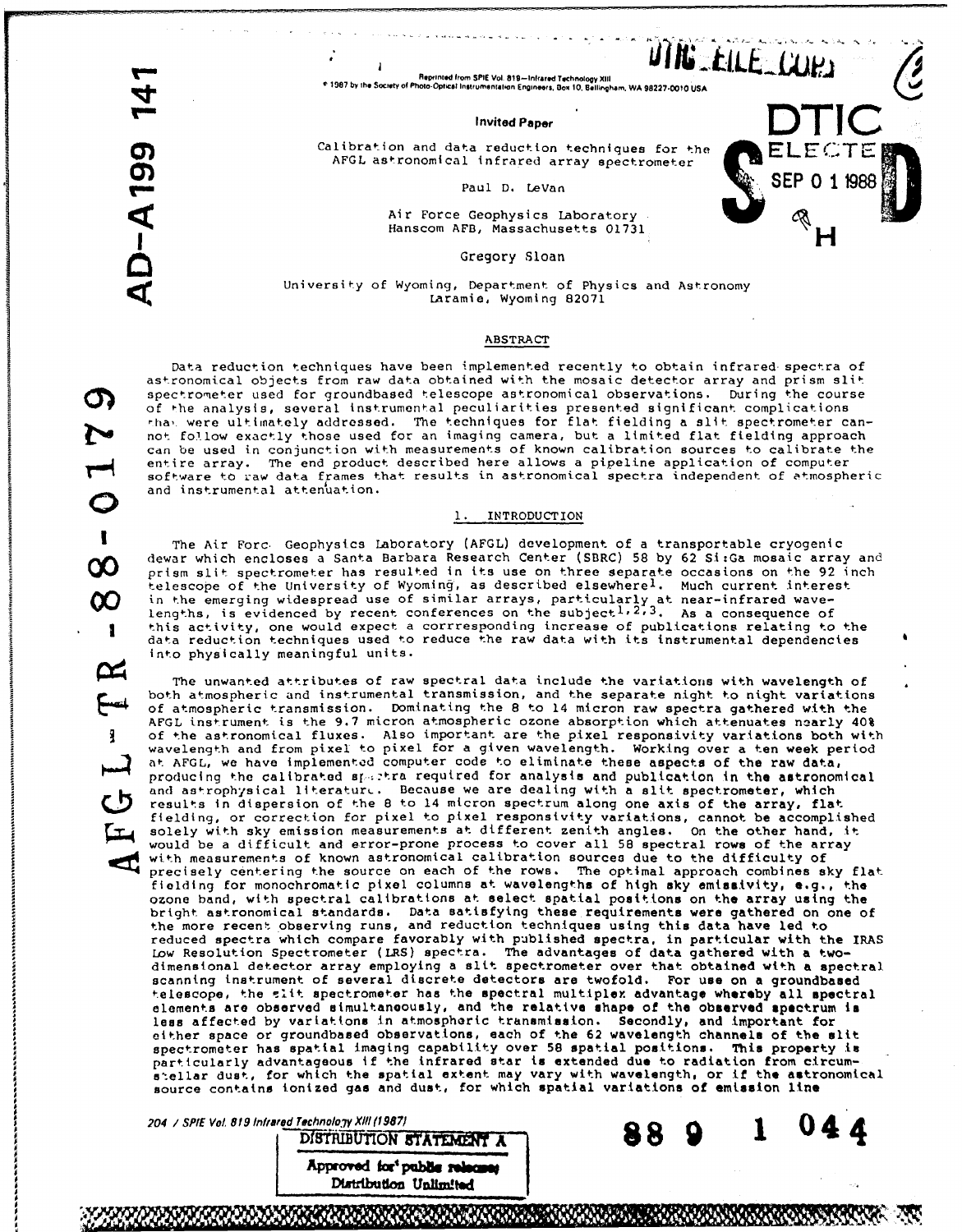Reprinted from SPIE Vol. 819—Infrared Technology XIII
© 1987 by the Society of Photo-Optical Instrumentation Engineers, Box 10, Bellingham, WA 98227-0010 USA

Invited Paper

# Calibration and data reduction techniques for the AFGL astronomical infrared array spectrometer

Paul D. LeVan

Air Force Geophysics Laboratory
Hanscom AFB, Massachusetts 01731

Gregory Sloan

University of Wyoming, Department of Physics and Astronomy
Laramie, Wyoming 82071

## ABSTRACT

Data reduction techniques have been implemented recently to obtain infrared spectra of astronomical objects from raw data obtained with the mosaic detector array and prism slit spectrometer used for groundbased telescope astronomical observations. During the course of the analysis, several instrumental peculiarities presented significant complications that were ultimately addressed. The techniques for flat fielding a slit spectrometer cannot follow exactly those used for an imaging camera, but a limited flat fielding approach can be used in conjunction with measurements of known calibration sources to calibrate the entire array. The end product described here allows a pipeline application of computer software to raw data frames that results in astronomical spectra independent of atmospheric and instrumental attenuation.

## 1. INTRODUCTION

The Air Force Geophysics Laboratory (AFGL) development of a transportable cryogenic dewar which encloses a Santa Barbara Research Center (SBRC) 58 by 62 Si:Ga mosaic array and prism slit spectrometer has resulted in its use on three separate occasions on the 92 inch telescope of the University of Wyoming, as described elsewhere[1]. Much current interest in the emerging widespread use of similar arrays, particularly at near-infrared wavelengths, is evidenced by recent conferences on the subject[1,2,3]. As a consequence of this activity, one would expect a corrresponding increase of publications relating to the data reduction techniques used to reduce the raw data with its instrumental dependencies into physically meaningful units.

The unwanted attributes of raw spectral data include the variations with wavelength of both atmospheric and instrumental transmission, and the separate night to night variations of atmospheric transmission. Dominating the 8 to 14 micron raw spectra gathered with the AFGL instrument is the 9.7 micron atmospheric ozone absorption which attenuates nearly 40% of the astronomical fluxes. Also important are the pixel responsivity variations both with wavelength and from pixel to pixel for a given wavelength. Working over a ten week period at AFGL, we have implemented computer code to eliminate these aspects of the raw data, producing the calibrated spectra required for analysis and publication in the astronomical and astrophysical literature. Because we are dealing with a slit spectrometer, which results in dispersion of the 8 to 14 micron spectrum along one axis of the array, flat fielding, or correction for pixel to pixel responsivity variations, cannot be accomplished solely with sky emission measurements at different zenith angles. On the other hand, it would be a difficult and error-prone process to cover all 58 spectral rows of the array with measurements of known astronomical calibration sources due to the difficulty of precisely centering the source on each of the rows. The optimal approach combines sky flat fielding for monochromatic pixel columns at wavelengths of high sky emissivity, e.g., the ozone band, with spectral calibrations at select spatial positions on the array using the bright astronomical standards. Data satisfying these requirements were gathered on one of the more recent observing runs, and reduction techniques using this data have led to reduced spectra which compare favorably with published spectra, in particular with the IRAS Low Resolution Spectrometer (LRS) spectra. The advantages of data gathered with a two-dimensional detector array employing a slit spectrometer over that obtained with a spectral scanning instrument of several discrete detectors are twofold. For use on a groundbased telescope, the slit spectrometer has the spectral multiplex advantage whereby all spectral elements are observed simultaneously, and the relative shape of the observed spectrum is less affected by variations in atmospheric transmission. Secondly, and important for either space or groundbased observations, each of the 62 wavelength channels of the slit spectrometer has spatial imaging capability over 58 spatial positions. This property is particularly advantageous if the infrared star is extended due to radiation from circumstellar dust, for which the spatial extent may vary with wavelength, or if the astronomical source contains ionized gas and dust, for which spatial variations of emission line

DISTRIBUTION STATEMENT A
Approved for public release;
Distribution Unlimited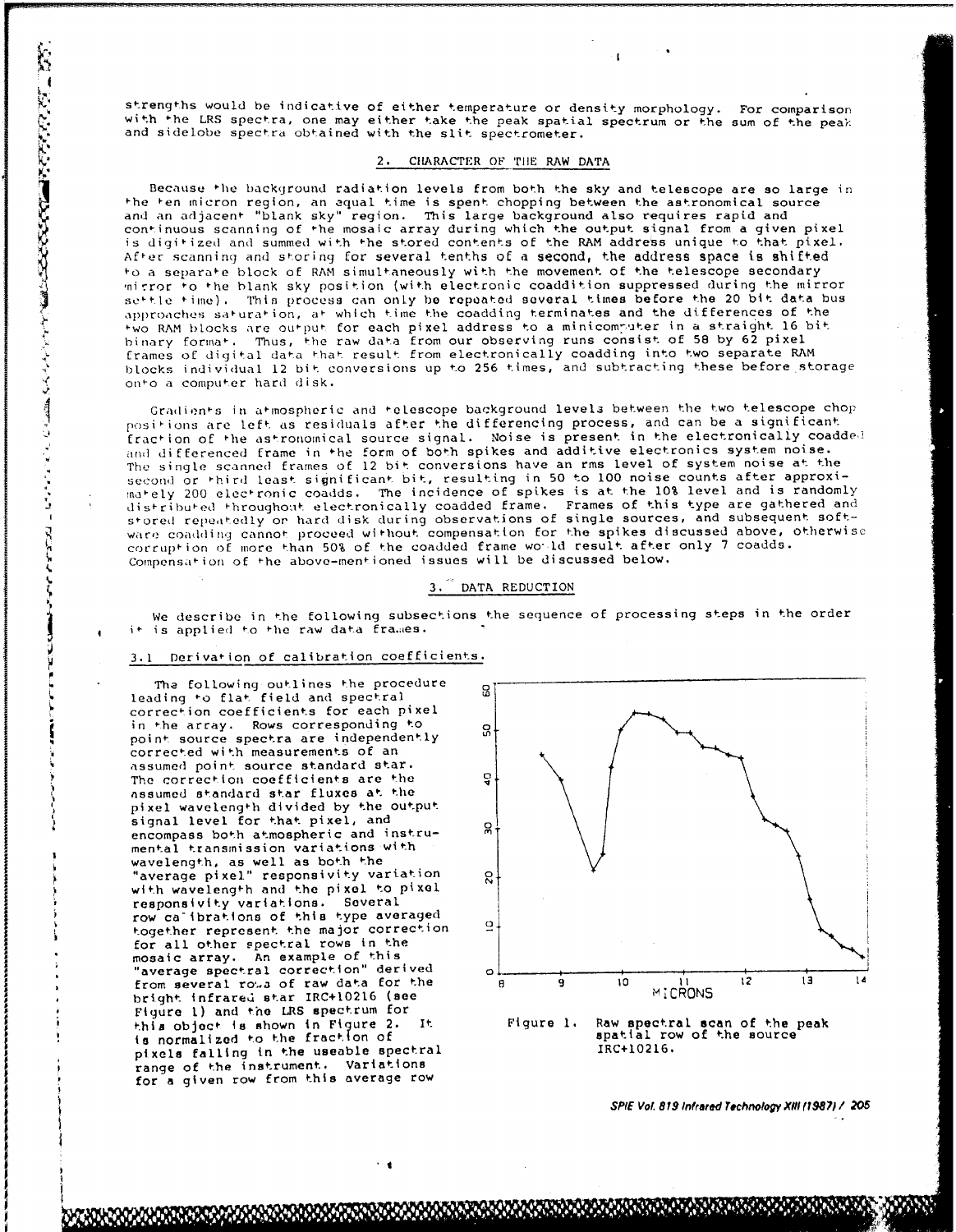strengths would be indicative of either temperature or density morphology. For comparison with the LRS spectra, one may either take the peak spatial spectrum or the sum of the peak and sidelobe spectra obtained with the slit spectrometer.

## 2. CHARACTER OF THE RAW DATA

Because the background radiation levels from both the sky and telescope are so large in the ten micron region, an equal time is spent chopping between the astronomical source and an adjacent "blank sky" region. This large background also requires rapid and continuous scanning of the mosaic array during which the output signal from a given pixel is digitized and summed with the stored contents of the RAM address unique to that pixel. After scanning and storing for several tenths of a second, the address space is shifted to a separate block of RAM simultaneously with the movement of the telescope secondary mirror to the blank sky position (with electronic coaddition suppressed during the mirror settle time). This process can only be repeated several times before the 20 bit data bus approaches saturation, at which time the coadding terminates and the differences of the two RAM blocks are output for each pixel address to a minicomputer in a straight 16 bit binary format. Thus, the raw data from our observing runs consist of 58 by 62 pixel frames of digital data that result from electronically coadding into two separate RAM blocks individual 12 bit conversions up to 256 times, and subtracting these before storage onto a computer hard disk.

Gradients in atmospheric and telescope background levels between the two telescope chop positions are left as residuals after the differencing process, and can be a significant fraction of the astronomical source signal. Noise is present in the electronically coadded and differenced frame in the form of both spikes and additive electronics system noise. The single scanned frames of 12 bit conversions have an rms level of system noise at the second or third least significant bit, resulting in 50 to 100 noise counts after approximately 200 electronic coadds. The incidence of spikes is at the 10% level and is randomly distributed throughout electronically coadded frame. Frames of this type are gathered and stored repeatedly on hard disk during observations of single sources, and subsequent software coadding cannot proceed without compensation for the spikes discussed above, otherwise corruption of more than 50% of the coadded frame would result after only 7 coadds. Compensation of the above-mentioned issues will be discussed below.

## 3. DATA REDUCTION

We describe in the following subsections the sequence of processing steps in the order it is applied to the raw data frames.

### 3.1 Derivation of calibration coefficients.

The following outlines the procedure leading to flat field and spectral correction coefficients for each pixel in the array. Rows corresponding to point source spectra are independently corrected with measurements of an assumed point source standard star. The correction coefficients are the assumed standard star fluxes at the pixel wavelength divided by the output signal level for that pixel, and encompass both atmospheric and instrumental transmission variations with wavelength, as well as both the "average pixel" responsivity variation with wavelength and the pixel to pixel responsivity variations. Several row calibrations of this type averaged together represent the major correction for all other spectral rows in the mosaic array. An example of this "average spectral correction" derived from several rows of raw data for the bright infrared star IRC+10216 (see Figure 1) and the LRS spectrum for this object is shown in Figure 2. It is normalized to the fraction of pixels falling in the useable spectral range of the instrument. Variations for a given row from this average row

Figure 1. Raw spectral scan of the peak spatial row of the source IRC+10216.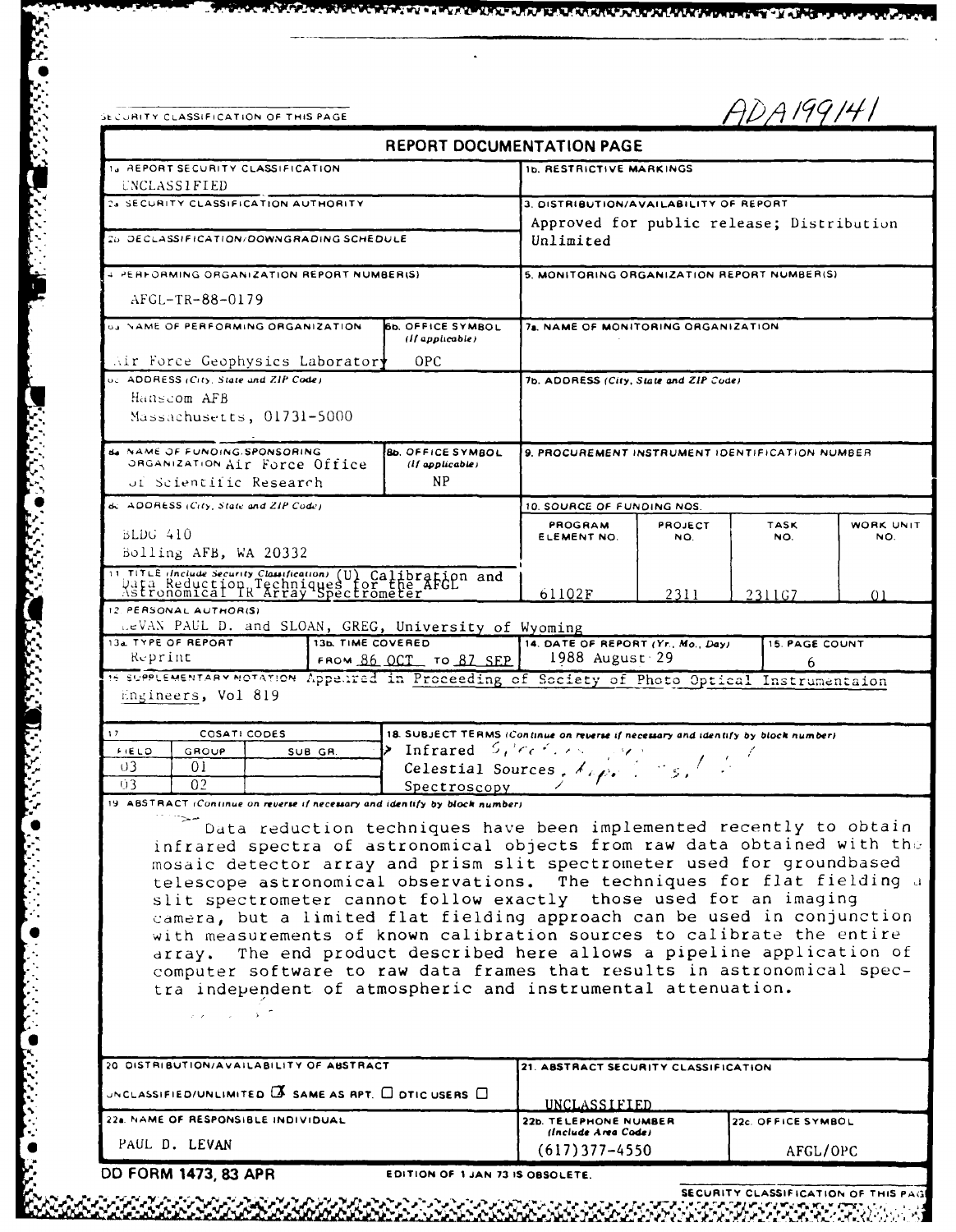SECURITY CLASSIFICATION OF THIS PAGE

ADA199141

# REPORT DOCUMENTATION PAGE

| | |
|---|---|
| 1a. REPORT SECURITY CLASSIFICATION: UNCLASSIFIED | 1b. RESTRICTIVE MARKINGS |
| 2a. SECURITY CLASSIFICATION AUTHORITY | 3. DISTRIBUTION/AVAILABILITY OF REPORT: Approved for public release; Distribution Unlimited |
| 2b. DECLASSIFICATION/DOWNGRADING SCHEDULE | |
| 4. PERFORMING ORGANIZATION REPORT NUMBER(S): AFGL-TR-88-0179 | 5. MONITORING ORGANIZATION REPORT NUMBER(S) |
| 6a. NAME OF PERFORMING ORGANIZATION: Air Force Geophysics Laboratory — 6b. OFFICE SYMBOL (If applicable): OPC | 7a. NAME OF MONITORING ORGANIZATION |
| 6c. ADDRESS (City, State and ZIP Code): Hanscom AFB, Massachusetts, 01731-5000 | 7b. ADDRESS (City, State and ZIP Code) |
| 8a. NAME OF FUNDING/SPONSORING ORGANIZATION: Air Force Office of Scientific Research — 8b. OFFICE SYMBOL (If applicable): NP | 9. PROCUREMENT INSTRUMENT IDENTIFICATION NUMBER |
| 8c. ADDRESS (City, State and ZIP Code): BLDG 410, Bolling AFB, WA 20332 | 10. SOURCE OF FUNDING NOS. |

| PROGRAM ELEMENT NO. | PROJECT NO. | TASK NO. | WORK UNIT NO. |
|---|---|---|---|
| 61102F | 2311 | 2311G7 | 01 |

11. TITLE (Include Security Classification) (U) Calibration and Data Reduction Techniques for the AFGL Astronomical IR Array Spectrometer

12. PERSONAL AUTHOR(S): LeVAN PAUL D. and SLOAN, GREG, University of Wyoming

| 13a. TYPE OF REPORT | 13b. TIME COVERED | 14. DATE OF REPORT (Yr., Mo., Day) | 15. PAGE COUNT |
|---|---|---|---|
| Reprint | FROM 86 OCT TO 87 SEP | 1988 August 29 | 6 |

16. SUPPLEMENTARY NOTATION: Appeared in Proceeding of Society of Photo Optical Instrumentaion Engineers, Vol 819

| 17. COSATI CODES | | | 18. SUBJECT TERMS (Continue on reverse if necessary and identify by block number) |
|---|---|---|---|
| FIELD | GROUP | SUB. GR. | Infrared |
| 03 | 01 | | Celestial Sources |
| 03 | 02 | | Spectroscopy |

19. ABSTRACT (Continue on reverse if necessary and identify by block number)

Data reduction techniques have been implemented recently to obtain infrared spectra of astronomical objects from raw data obtained with the mosaic detector array and prism slit spectrometer used for groundbased telescope astronomical observations. The techniques for flat fielding a slit spectrometer cannot follow exactly those used for an imaging camera, but a limited flat fielding approach can be used in conjunction with measurements of known calibration sources to calibrate the entire array. The end product described here allows a pipeline application of computer software to raw data frames that results in astronomical spectra independent of atmospheric and instrumental attenuation.

| | |
|---|---|
| 20. DISTRIBUTION/AVAILABILITY OF ABSTRACT: UNCLASSIFIED/UNLIMITED ☒ SAME AS RPT. ☐ DTIC USERS ☐ | 21. ABSTRACT SECURITY CLASSIFICATION: UNCLASSIFIED |

| 22a. NAME OF RESPONSIBLE INDIVIDUAL | 22b. TELEPHONE NUMBER (Include Area Code) | 22c. OFFICE SYMBOL |
|---|---|---|
| PAUL D. LEVAN | (617)377-4550 | AFGL/OPC |

DD FORM 1473, 83 APR — EDITION OF 1 JAN 73 IS OBSOLETE.

SECURITY CLASSIFICATION OF THIS PAGE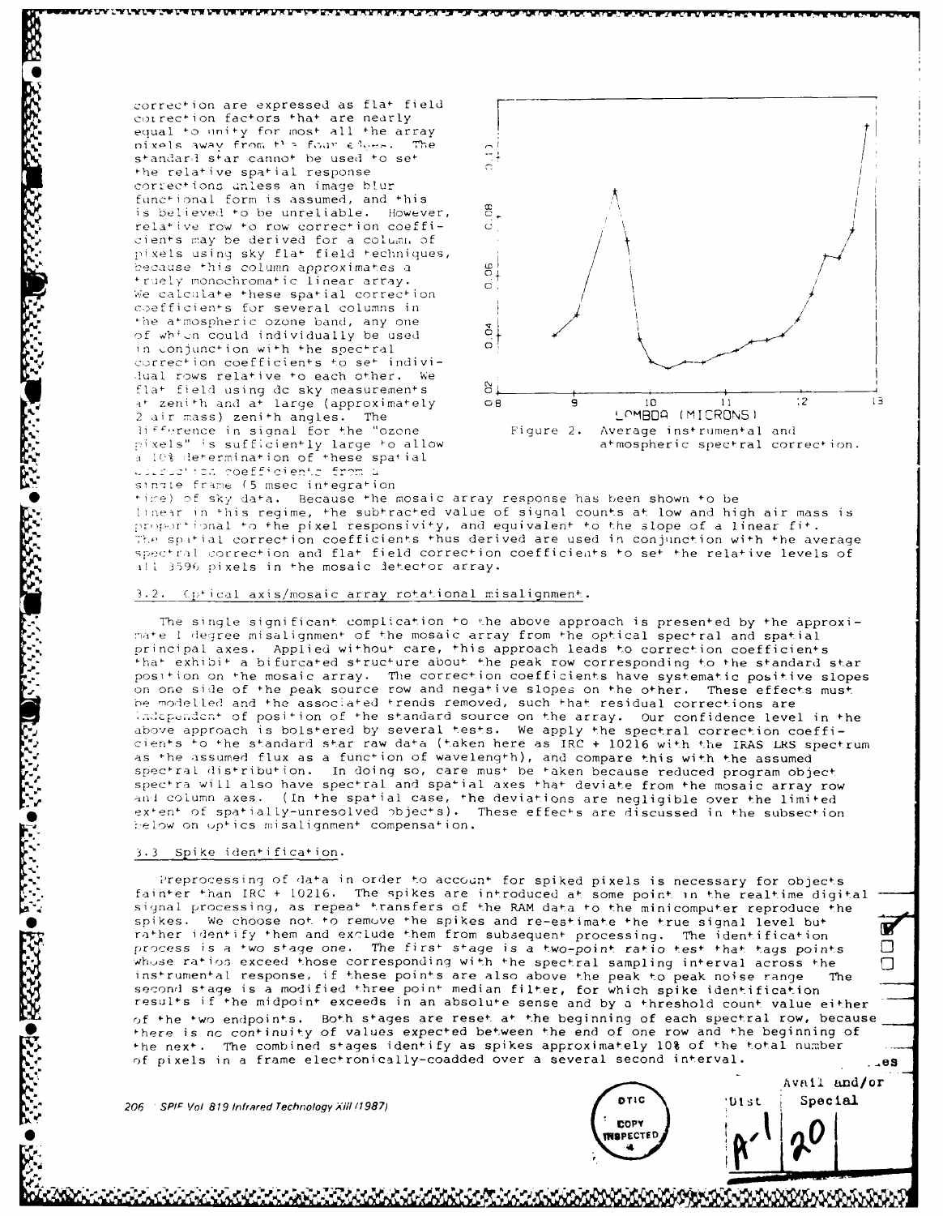correction are expressed as flat field correction factors that are nearly equal to unity for most all the array pixels away from the four edges. The standard star cannot be used to set the relative spatial response corrections unless an image blur functional form is assumed, and this is believed to be unreliable. However, relative row to row correction coefficients may be derived for a column of pixels using sky flat field techniques, because this column approximates a truely monochromatic linear array. We calculate these spatial correction coefficients for several columns in the atmospheric ozone band, any one of which could individually be used in conjunction with the spectral correction coefficients to set individual rows relative to each other. We flat field using dc sky measurements at zenith and at large (approximately 2 air mass) zenith angles. The difference in signal for the "ozone pixels" is sufficiently large to allow a 10% determination of these spatial correction coefficients from a single frame (5 msec integration time) of sky data. Because the mosaic array response has been shown to be linear in this regime, the subtracted value of signal counts at low and high air mass is proportional to the pixel responsivity, and equivalent to the slope of a linear fit. The spatial correction coefficients thus derived are used in conjunction with the average spectral correction and flat field correction coefficients to set the relative levels of all 3596 pixels in the mosaic detector array.

Figure 2. Average instrumental and atmospheric spectral correction.

### 3.2. Optical axis/mosaic array rotational misalignment.

The single significant complication to the above approach is presented by the approximate 1 degree misalignment of the mosaic array from the optical spectral and spatial principal axes. Applied without care, this approach leads to correction coefficients that exhibit a bifurcated structure about the peak row corresponding to the standard star position on the mosaic array. The correction coefficients have systematic positive slopes on one side of the peak source row and negative slopes on the other. These effects must be modelled and the associated trends removed, such that residual corrections are independent of position of the standard source on the array. Our confidence level in the above approach is bolstered by several tests. We apply the spectral correction coefficients to the standard star raw data (taken here as IRC + 10216 with the IRAS LRS spectrum as the assumed flux as a function of wavelength), and compare this with the assumed spectral distribution. In doing so, care must be taken because reduced program object spectra will also have spectral and spatial axes that deviate from the mosaic array row and column axes. (In the spatial case, the deviations are negligible over the limited extent of spatially-unresolved objects). These effects are discussed in the subsection below on optics misalignment compensation.

### 3.3 Spike identification.

Preprocessing of data in order to account for spiked pixels is necessary for objects fainter than IRC + 10216. The spikes are introduced at some point in the realtime digital signal processing, as repeat transfers of the RAM data to the minicomputer reproduce the spikes. We choose not to remove the spikes and re-estimate the true signal level but rather identify them and exclude them from subsequent processing. The identification process is a two stage one. The first stage is a two-point ratio test that tags points whose ratios exceed those corresponding with the spectral sampling interval across the instrumental response, if these points are also above the peak to peak noise range. The second stage is a modified three point median filter, for which spike identification results if the midpoint exceeds in an absolute sense and by a threshold count value either of the two endpoints. Both stages are reset at the beginning of each spectral row, because there is no continuity of values expected between the end of one row and the beginning of the next. The combined stages identify as spikes approximately 10% of the total number of pixels in a frame electronically-coadded over a several second interval.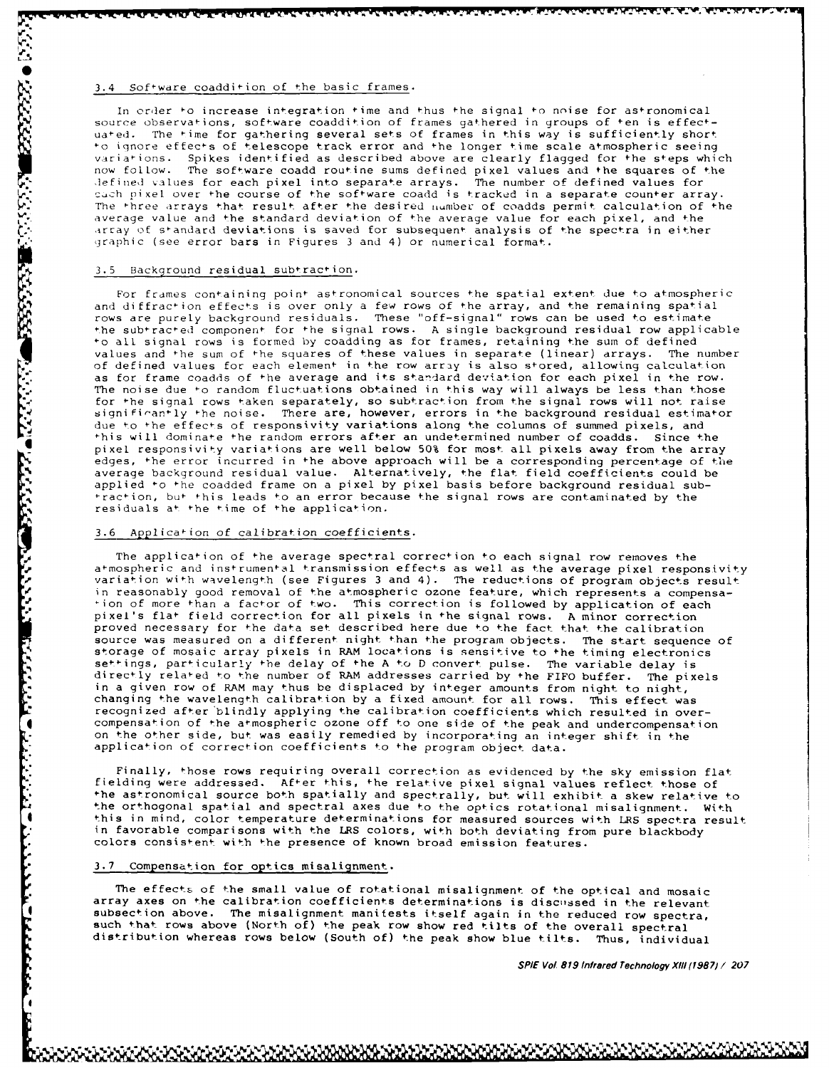### 3.4 Software coaddition of the basic frames.

In order to increase integration time and thus the signal to noise for astronomical source observations, software coaddition of frames gathered in groups of ten is effectuated. The time for gathering several sets of frames in this way is sufficiently short to ignore effects of telescope track error and the longer time scale atmospheric seeing variations. Spikes identified as described above are clearly flagged for the steps which now follow. The software coadd routine sums defined pixel values and the squares of the defined values for each pixel into separate arrays. The number of defined values for each pixel over the course of the software coadd is tracked in a separate counter array. The three arrays that result after the desired number of coadds permit calculation of the average value and the standard deviation of the average value for each pixel, and the array of standard deviations is saved for subsequent analysis of the spectra in either graphic (see error bars in Figures 3 and 4) or numerical format.

### 3.5 Background residual subtraction.

For frames containing point astronomical sources the spatial extent due to atmospheric and diffraction effects is over only a few rows of the array, and the remaining spatial rows are purely background residuals. These "off-signal" rows can be used to estimate the subtracted component for the signal rows. A single background residual row applicable to all signal rows is formed by coadding as for frames, retaining the sum of defined values and the sum of the squares of these values in separate (linear) arrays. The number of defined values for each element in the row array is also stored, allowing calculation as for frame coadds of the average and its standard deviation for each pixel in the row. The noise due to random fluctuations obtained in this way will always be less than those for the signal rows taken separately, so subtraction from the signal rows will not raise significantly the noise. There are, however, errors in the background residual estimator due to the effects of responsivity variations along the columns of summed pixels, and this will dominate the random errors after an undetermined number of coadds. Since the pixel responsivity variations are well below 50% for most all pixels away from the array edges, the error incurred in the above approach will be a corresponding percentage of the average background residual value. Alternatively, the flat field coefficients could be applied to the coadded frame on a pixel by pixel basis before background residual subtraction, but this leads to an error because the signal rows are contaminated by the residuals at the time of the application.

### 3.6 Application of calibration coefficients.

The application of the average spectral correction to each signal row removes the atmospheric and instrumental transmission effects as well as the average pixel responsivity variation with wavelength (see Figures 3 and 4). The reductions of program objects result in reasonably good removal of the atmospheric ozone feature, which represents a compensation of more than a factor of two. This correction is followed by application of each pixel's flat field correction for all pixels in the signal rows. A minor correction proved necessary for the data set described here due to the fact that the calibration source was measured on a different night than the program objects. The start sequence of storage of mosaic array pixels in RAM locations is sensitive to the timing electronics settings, particularly the delay of the A to D convert pulse. The variable delay is directly related to the number of RAM addresses carried by the FIFO buffer. The pixels in a given row of RAM may thus be displaced by integer amounts from night to night, changing the wavelength calibration by a fixed amount for all rows. This effect was recognized after blindly applying the calibration coefficients which resulted in overcompensation of the atmospheric ozone off to one side of the peak and undercompensation on the other side, but was easily remedied by incorporating an integer shift in the application of correction coefficients to the program object data.

Finally, those rows requiring overall correction as evidenced by the sky emission flat fielding were addressed. After this, the relative pixel signal values reflect those of the astronomical source both spatially and spectrally, but will exhibit a skew relative to the orthogonal spatial and spectral axes due to the optics rotational misalignment. With this in mind, color temperature determinations for measured sources with LRS spectra result in favorable comparisons with the LRS colors, with both deviating from pure blackbody colors consistent with the presence of known broad emission features.

### 3.7 Compensation for optics misalignment.

The effects of the small value of rotational misalignment of the optical and mosaic array axes on the calibration coefficients determinations is discussed in the relevant subsection above. The misalignment manifests itself again in the reduced row spectra, such that rows above (North of) the peak row show red tilts of the overall spectral distribution whereas rows below (South of) the peak show blue tilts. Thus, individual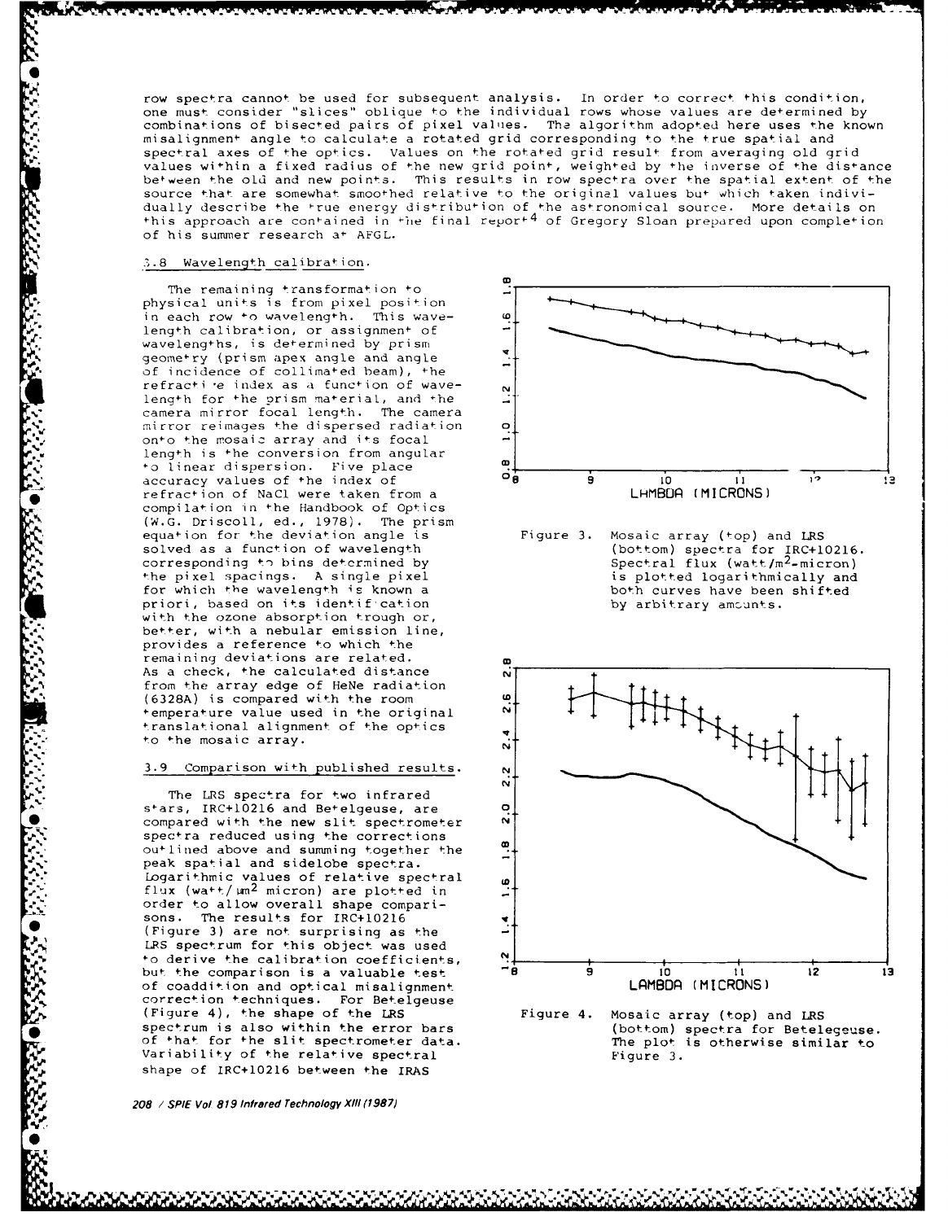row spectra cannot be used for subsequent analysis. In order to correct this condition, one must consider "slices" oblique to the individual rows whose values are determined by combinations of bisected pairs of pixel values. The algorithm adopted here uses the known misalignment angle to calculate a rotated grid corresponding to the true spatial and spectral axes of the optics. Values on the rotated grid result from averaging old grid values within a fixed radius of the new grid point, weighted by the inverse of the distance between the old and new points. This results in row spectra over the spatial extent of the source that are somewhat smoothed relative to the original values but which taken individually describe the true energy distribution of the astronomical source. More details on this approach are contained in the final report[4] of Gregory Sloan prepared upon completion of his summer research at AFGL.

### 3.8 Wavelength calibration.

The remaining transformation to physical units is from pixel position in each row to wavelength. This wavelength calibration, or assignment of wavelengths, is determined by prism geometry (prism apex angle and angle of incidence of collimated beam), the refractive index as a function of wavelength for the prism material, and the camera mirror focal length. The camera mirror reimages the dispersed radiation onto the mosaic array and its focal length is the conversion from angular to linear dispersion. Five place accuracy values of the index of refraction of NaCl were taken from a compilation in the Handbook of Optics (W.G. Driscoll, ed., 1978). The prism equation for the deviation angle is solved as a function of wavelength corresponding to bins determined by the pixel spacings. A single pixel for which the wavelength is known a priori, based on its identification with the ozone absorption trough or, better, with a nebular emission line, provides a reference to which the remaining deviations are related. As a check, the calculated distance from the array edge of HeNe radiation (6328A) is compared with the room temperature value used in the original translational alignment of the optics to the mosaic array.

Figure 3. Mosaic array (top) and LRS (bottom) spectra for IRC+10216. Spectral flux (watt/m$^2$-micron) is plotted logarithmically and both curves have been shifted by arbitrary amounts.

### 3.9 Comparison with published results.

The LRS spectra for two infrared stars, IRC+10216 and Betelgeuse, are compared with the new slit spectrometer spectra reduced using the corrections outlined above and summing together the peak spatial and sidelobe spectra. Logarithmic values of relative spectral flux (watt/$\mu$m$^2$ micron) are plotted in order to allow overall shape comparisons. The results for IRC+10216 (Figure 3) are not surprising as the LRS spectrum for this object was used to derive the calibration coefficients, but the comparison is a valuable test of coaddition and optical misalignment correction techniques. For Betelgeuse (Figure 4), the shape of the LRS spectrum is also within the error bars of that for the slit spectrometer data. Variability of the relative spectral shape of IRC+10216 between the IRAS

Figure 4. Mosaic array (top) and LRS (bottom) spectra for Betelegeuse. The plot is otherwise similar to Figure 3.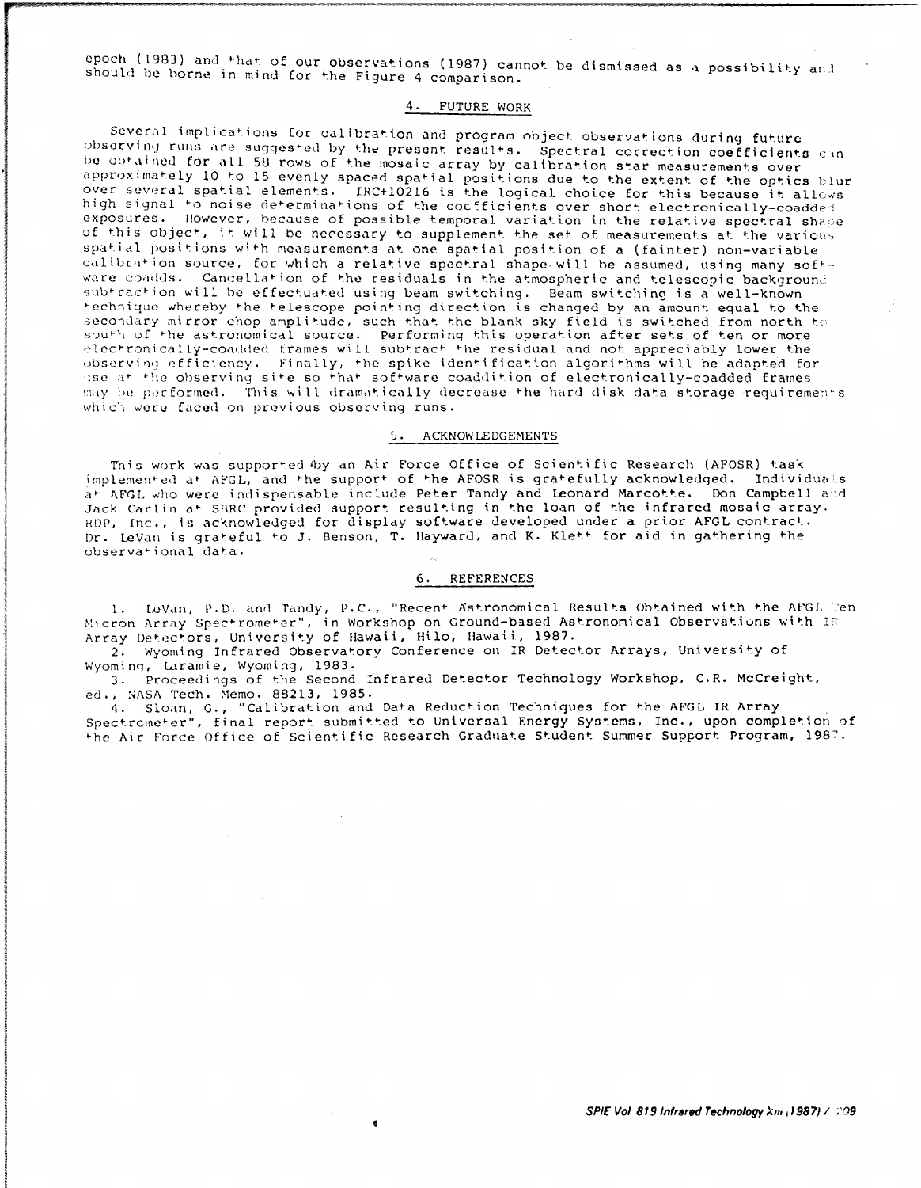epoch (1983) and that of our observations (1987) cannot be dismissed as a possibility and should be borne in mind for the Figure 4 comparison.

## 4. FUTURE WORK

Several implications for calibration and program object observations during future observing runs are suggested by the present results. Spectral correction coefficients can be obtained for all 58 rows of the mosaic array by calibration star measurements over approximately 10 to 15 evenly spaced spatial positions due to the extent of the optics blur over several spatial elements. IRC+10216 is the logical choice for this because it allows high signal to noise determinations of the coefficients over short electronically-coadded exposures. However, because of possible temporal variation in the relative spectral shape of this object, it will be necessary to supplement the set of measurements at the various spatial positions with measurements at one spatial position of a (fainter) non-variable calibration source, for which a relative spectral shape will be assumed, using many software coadds. Cancellation of the residuals in the atmospheric and telescopic background subtraction will be effectuated using beam switching. Beam switching is a well-known technique whereby the telescope pointing direction is changed by an amount equal to the secondary mirror chop amplitude, such that the blank sky field is switched from north to south of the astronomical source. Performing this operation after sets of ten or more electronically-coadded frames will subtract the residual and not appreciably lower the observing efficiency. Finally, the spike identification algorithms will be adapted for use at the observing site so that software coaddition of electronically-coadded frames may be performed. This will dramatically decrease the hard disk data storage requirements which were faced on previous observing runs.

## 5. ACKNOWLEDGEMENTS

This work was supported by an Air Force Office of Scientific Research (AFOSR) task implemented at AFGL, and the support of the AFOSR is gratefully acknowledged. Individuals at AFGL who were indispensable include Peter Tandy and Leonard Marcotte. Don Campbell and Jack Carlin at SBRC provided support resulting in the loan of the infrared mosaic array. RDP, Inc., is acknowledged for display software developed under a prior AFGL contract. Dr. LeVan is grateful to J. Benson, T. Hayward, and K. Klett for aid in gathering the observational data.

## 6. REFERENCES

1. LeVan, P.D. and Tandy, P.C., "Recent Astronomical Results Obtained with the AFGL Ten Micron Array Spectrometer", in Workshop on Ground-based Astronomical Observations with IR Array Detectors, University of Hawaii, Hilo, Hawaii, 1987.
2. Wyoming Infrared Observatory Conference on IR Detector Arrays, University of Wyoming, Laramie, Wyoming, 1983.
3. Proceedings of the Second Infrared Detector Technology Workshop, C.R. McCreight, ed., NASA Tech. Memo. 88213, 1985.
4. Sloan, G., "Calibration and Data Reduction Techniques for the AFGL IR Array Spectrometer", final report submitted to Universal Energy Systems, Inc., upon completion of the Air Force Office of Scientific Research Graduate Student Summer Support Program, 1987.